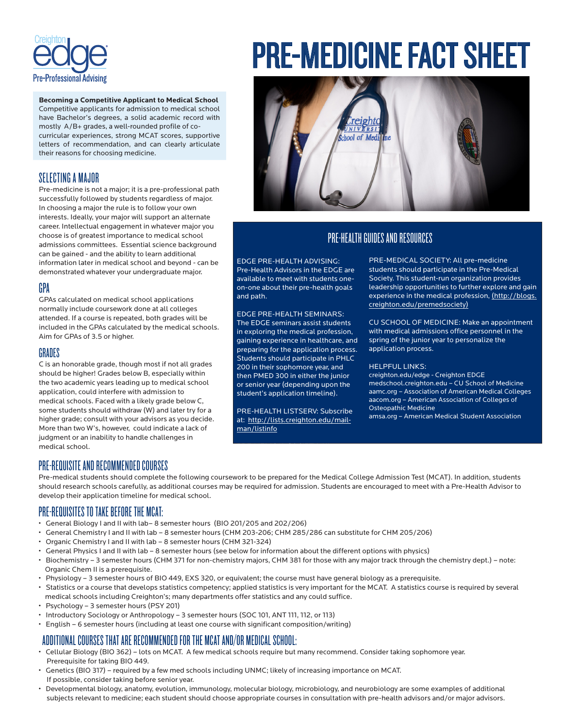Creighton edge
Pre-Professional Advising

# PRE-MEDICINE FACT SHEET

**Becoming a Competitive Applicant to Medical School**
Competitive applicants for admission to medical school have Bachelor's degrees, a solid academic record with mostly A/B+ grades, a well-rounded profile of co-curricular experiences, strong MCAT scores, supportive letters of recommendation, and can clearly articulate their reasons for choosing medicine.

## SELECTING A MAJOR

Pre-medicine is not a major; it is a pre-professional path successfully followed by students regardless of major. In choosing a major the rule is to follow your own interests. Ideally, your major will support an alternate career. Intellectual engagement in whatever major you choose is of greatest importance to medical school admissions committees. Essential science background can be gained - and the ability to learn additional information later in medical school and beyond - can be demonstrated whatever your undergraduate major.

## GPA

GPAs calculated on medical school applications normally include coursework done at all colleges attended. If a course is repeated, both grades will be included in the GPAs calculated by the medical schools. Aim for GPAs of 3.5 or higher.

## GRADES

C is an honorable grade, though most if not all grades should be higher! Grades below B, especially within the two academic years leading up to medical school application, could interfere with admission to medical schools. Faced with a likely grade below C, some students should withdraw (W) and later try for a higher grade; consult with your advisors as you decide. More than two W's, however, could indicate a lack of judgment or an inability to handle challenges in medical school.

## PRE-HEALTH GUIDES AND RESOURCES

EDGE PRE-HEALTH ADVISING: Pre-Health Advisors in the EDGE are available to meet with students one-on-one about their pre-health goals and path.

EDGE PRE-HEALTH SEMINARS: The EDGE seminars assist students in exploring the medical profession, gaining experience in healthcare, and preparing for the application process. Students should participate in PHLC 200 in their sophomore year, and then PMED 300 in either the junior or senior year (depending upon the student's application timeline).

PRE-HEALTH LISTSERV: Subscribe at: http://lists.creighton.edu/mailman/listinfo

PRE-MEDICAL SOCIETY: All pre-medicine students should participate in the Pre-Medical Society. This student-run organization provides leadership opportunities to further explore and gain experience in the medical profession, (http://blogs.creighton.edu/premedsociety)

CU SCHOOL OF MEDICINE: Make an appointment with medical admissions office personnel in the spring of the junior year to personalize the application process.

HELPFUL LINKS:
creighton.edu/edge - Creighton EDGE
medschool.creighton.edu – CU School of Medicine
aamc.org – Association of American Medical Colleges
aacom.org – American Association of Colleges of Osteopathic Medicine
amsa.org – American Medical Student Association

## PRE-REQUISITE AND RECOMMENDED COURSES

Pre-medical students should complete the following coursework to be prepared for the Medical College Admission Test (MCAT). In addition, students should research schools carefully, as additional courses may be required for admission. Students are encouraged to meet with a Pre-Health Advisor to develop their application timeline for medical school.

## PRE-REQUISITES TO TAKE BEFORE THE MCAT:

- General Biology I and II with lab– 8 semester hours (BIO 201/205 and 202/206)
- General Chemistry I and II with lab – 8 semester hours (CHM 203-206; CHM 285/286 can substitute for CHM 205/206)
- Organic Chemistry I and II with lab – 8 semester hours (CHM 321-324)
- General Physics I and II with lab – 8 semester hours (see below for information about the different options with physics)
- Biochemistry – 3 semester hours (CHM 371 for non-chemistry majors, CHM 381 for those with any major track through the chemistry dept.) – note: Organic Chem II is a prerequisite.
- Physiology – 3 semester hours of BIO 449, EXS 320, or equivalent; the course must have general biology as a prerequisite.
- Statistics or a course that develops statistics competency; applied statistics is very important for the MCAT. A statistics course is required by several medical schools including Creighton's; many departments offer statistics and any could suffice.
- Psychology – 3 semester hours (PSY 201)
- Introductory Sociology or Anthropology – 3 semester hours (SOC 101, ANT 111, 112, or 113)
- English – 6 semester hours (including at least one course with significant composition/writing)

## ADDITIONAL COURSES THAT ARE RECOMMENDED FOR THE MCAT AND/OR MEDICAL SCHOOL:

- Cellular Biology (BIO 362) – lots on MCAT. A few medical schools require but many recommend. Consider taking sophomore year. Prerequisite for taking BIO 449.
- Genetics (BIO 317) – required by a few med schools including UNMC; likely of increasing importance on MCAT. If possible, consider taking before senior year.
- Developmental biology, anatomy, evolution, immunology, molecular biology, microbiology, and neurobiology are some examples of additional subjects relevant to medicine; each student should choose appropriate courses in consultation with pre-health advisors and/or major advisors.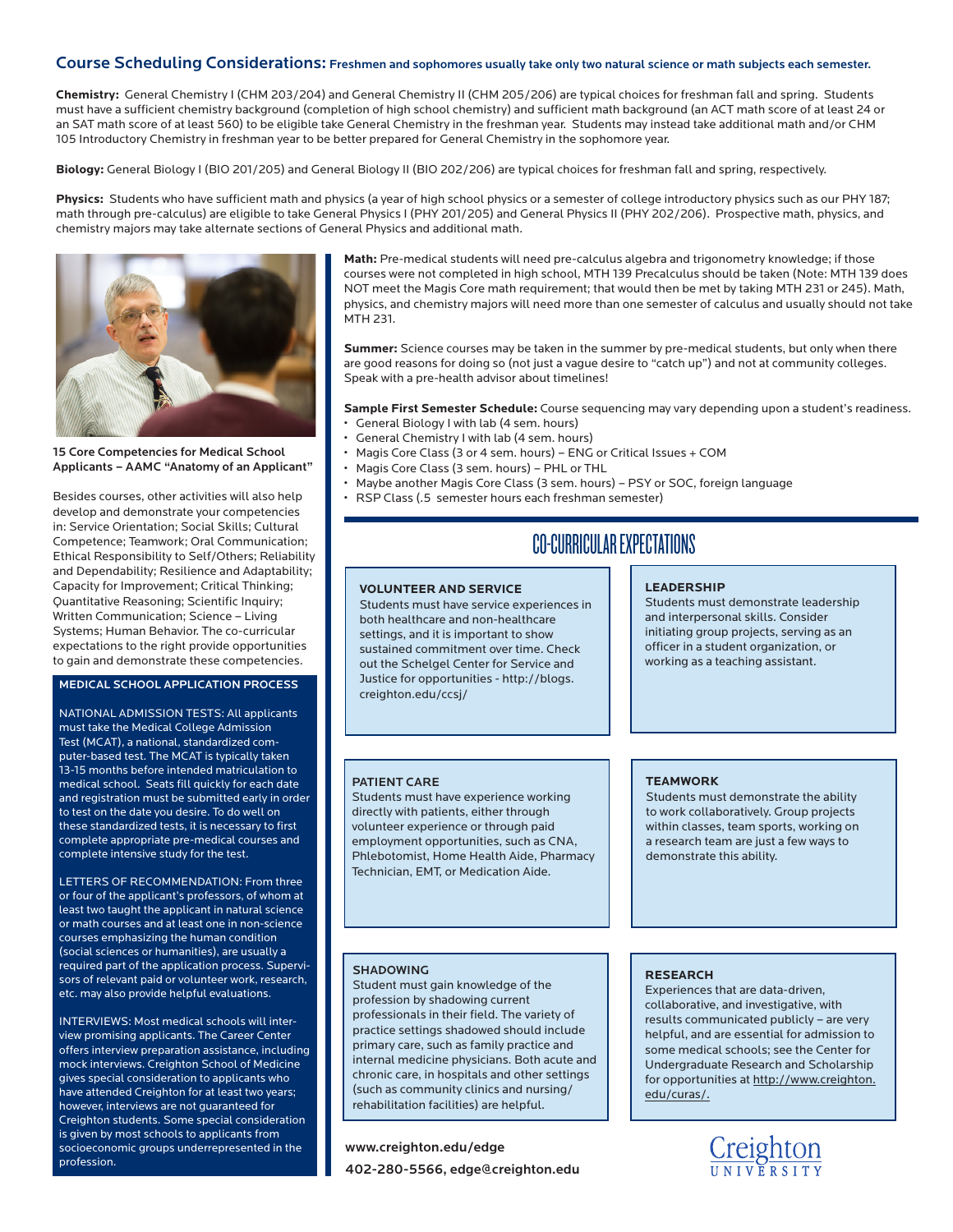## Course Scheduling Considerations: Freshmen and sophomores usually take only two natural science or math subjects each semester.

**Chemistry:** General Chemistry I (CHM 203/204) and General Chemistry II (CHM 205/206) are typical choices for freshman fall and spring. Students must have a sufficient chemistry background (completion of high school chemistry) and sufficient math background (an ACT math score of at least 24 or an SAT math score of at least 560) to be eligible take General Chemistry in the freshman year. Students may instead take additional math and/or CHM 105 Introductory Chemistry in freshman year to be better prepared for General Chemistry in the sophomore year.

**Biology:** General Biology I (BIO 201/205) and General Biology II (BIO 202/206) are typical choices for freshman fall and spring, respectively.

**Physics:** Students who have sufficient math and physics (a year of high school physics or a semester of college introductory physics such as our PHY 187; math through pre-calculus) are eligible to take General Physics I (PHY 201/205) and General Physics II (PHY 202/206). Prospective math, physics, and chemistry majors may take alternate sections of General Physics and additional math.

**15 Core Competencies for Medical School Applicants – AAMC "Anatomy of an Applicant"**

Besides courses, other activities will also help develop and demonstrate your competencies in: Service Orientation; Social Skills; Cultural Competence; Teamwork; Oral Communication; Ethical Responsibility to Self/Others; Reliability and Dependability; Resilience and Adaptability; Capacity for Improvement; Critical Thinking; Quantitative Reasoning; Scientific Inquiry; Written Communication; Science – Living Systems; Human Behavior. The co-curricular expectations to the right provide opportunities to gain and demonstrate these competencies.

### MEDICAL SCHOOL APPLICATION PROCESS

NATIONAL ADMISSION TESTS: All applicants must take the Medical College Admission Test (MCAT), a national, standardized computer-based test. The MCAT is typically taken 13-15 months before intended matriculation to medical school. Seats fill quickly for each date and registration must be submitted early in order to test on the date you desire. To do well on these standardized tests, it is necessary to first complete appropriate pre-medical courses and complete intensive study for the test.

LETTERS OF RECOMMENDATION: From three or four of the applicant's professors, of whom at least two taught the applicant in natural science or math courses and at least one in non-science courses emphasizing the human condition (social sciences or humanities), are usually a required part of the application process. Supervisors of relevant paid or volunteer work, research, etc. may also provide helpful evaluations.

INTERVIEWS: Most medical schools will interview promising applicants. The Career Center offers interview preparation assistance, including mock interviews. Creighton School of Medicine gives special consideration to applicants who have attended Creighton for at least two years; however, interviews are not guaranteed for Creighton students. Some special consideration is given by most schools to applicants from socioeconomic groups underrepresented in the profession.

**Math:** Pre-medical students will need pre-calculus algebra and trigonometry knowledge; if those courses were not completed in high school, MTH 139 Precalculus should be taken (Note: MTH 139 does NOT meet the Magis Core math requirement; that would then be met by taking MTH 231 or 245). Math, physics, and chemistry majors will need more than one semester of calculus and usually should not take MTH 231.

**Summer:** Science courses may be taken in the summer by pre-medical students, but only when there are good reasons for doing so (not just a vague desire to "catch up") and not at community colleges. Speak with a pre-health advisor about timelines!

**Sample First Semester Schedule:** Course sequencing may vary depending upon a student's readiness.

- General Biology I with lab (4 sem. hours)
- General Chemistry I with lab (4 sem. hours)
- Magis Core Class (3 or 4 sem. hours) – ENG or Critical Issues + COM
- Magis Core Class (3 sem. hours) – PHL or THL
- Maybe another Magis Core Class (3 sem. hours) – PSY or SOC, foreign language
- RSP Class (.5 semester hours each freshman semester)

## CO-CURRICULAR EXPECTATIONS

### VOLUNTEER AND SERVICE

Students must have service experiences in both healthcare and non-healthcare settings, and it is important to show sustained commitment over time. Check out the Schelgel Center for Service and Justice for opportunities - http://blogs.creighton.edu/ccsj/

### LEADERSHIP

Students must demonstrate leadership and interpersonal skills. Consider initiating group projects, serving as an officer in a student organization, or working as a teaching assistant.

### PATIENT CARE

Students must have experience working directly with patients, either through volunteer experience or through paid employment opportunities, such as CNA, Phlebotomist, Home Health Aide, Pharmacy Technician, EMT, or Medication Aide.

### TEAMWORK

Students must demonstrate the ability to work collaboratively. Group projects within classes, team sports, working on a research team are just a few ways to demonstrate this ability.

### SHADOWING

Student must gain knowledge of the profession by shadowing current professionals in their field. The variety of practice settings shadowed should include primary care, such as family practice and internal medicine physicians. Both acute and chronic care, in hospitals and other settings (such as community clinics and nursing/rehabilitation facilities) are helpful.

### RESEARCH

Experiences that are data-driven, collaborative, and investigative, with results communicated publicly – are very helpful, and are essential for admission to some medical schools; see the Center for Undergraduate Research and Scholarship for opportunities at http://www.creighton.edu/curas/.

**www.creighton.edu/edge**

**402-280-5566, edge@creighton.edu**

Creighton UNIVERSITY